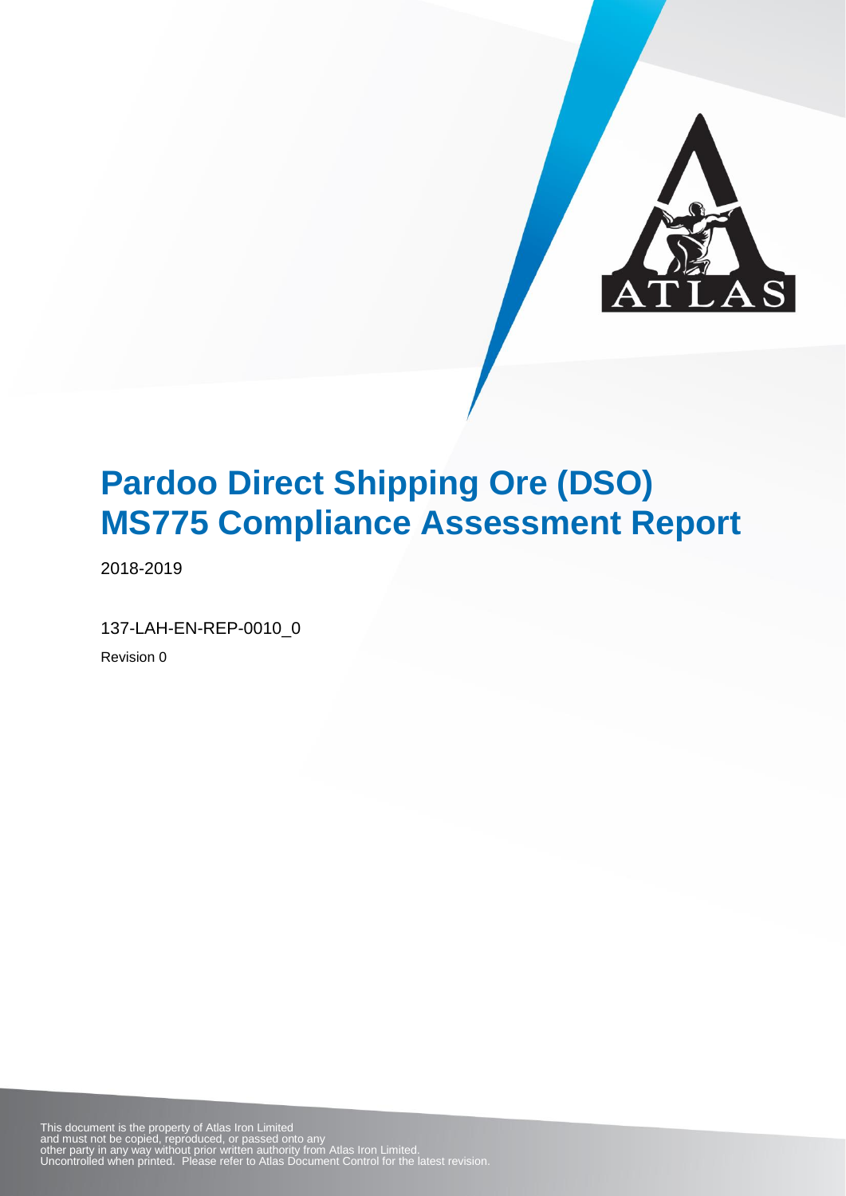# Pardoo Direct Shipping Ore (DSO) MS775 Compliance Assessment Report

2018-2019

137-LAH-EN-REP-0010_0

Revision 0

This document is the property of Atlas Iron Limited and must not be copied, reproduced, or passed onto any other party in any way without prior written authority from Atlas Iron Limited. Uncontrolled when printed. Please refer to Atlas Document Control for the latest revision.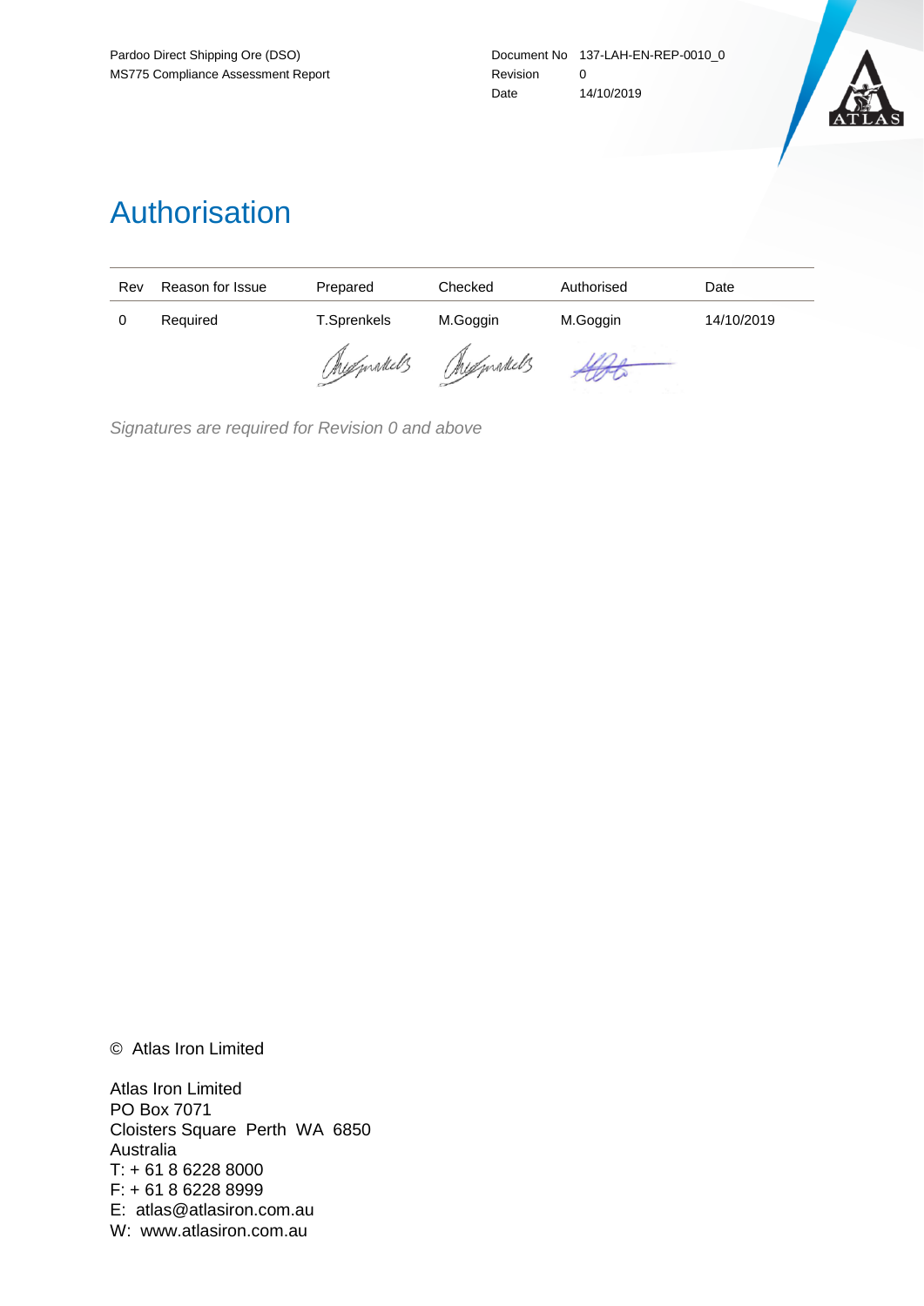# Authorisation

| Rev | Reason for Issue | Prepared | Checked | Authorised | Date |
|---|---|---|---|---|---|
| 0 | Required | T.Sprenkels | M.Goggin | M.Goggin | 14/10/2019 |

*Signatures are required for Revision 0 and above*

© Atlas Iron Limited

Atlas Iron Limited
PO Box 7071
Cloisters Square Perth WA 6850
Australia
T: + 61 8 6228 8000
F: + 61 8 6228 8999
E: atlas@atlasiron.com.au
W: www.atlasiron.com.au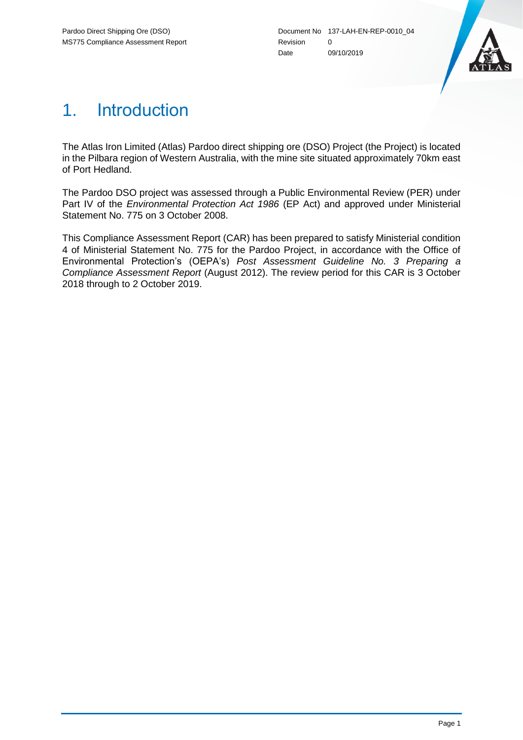# 1. Introduction

The Atlas Iron Limited (Atlas) Pardoo direct shipping ore (DSO) Project (the Project) is located in the Pilbara region of Western Australia, with the mine site situated approximately 70km east of Port Hedland.

The Pardoo DSO project was assessed through a Public Environmental Review (PER) under Part IV of the *Environmental Protection Act 1986* (EP Act) and approved under Ministerial Statement No. 775 on 3 October 2008.

This Compliance Assessment Report (CAR) has been prepared to satisfy Ministerial condition 4 of Ministerial Statement No. 775 for the Pardoo Project, in accordance with the Office of Environmental Protection's (OEPA's) *Post Assessment Guideline No. 3 Preparing a Compliance Assessment Report* (August 2012). The review period for this CAR is 3 October 2018 through to 2 October 2019.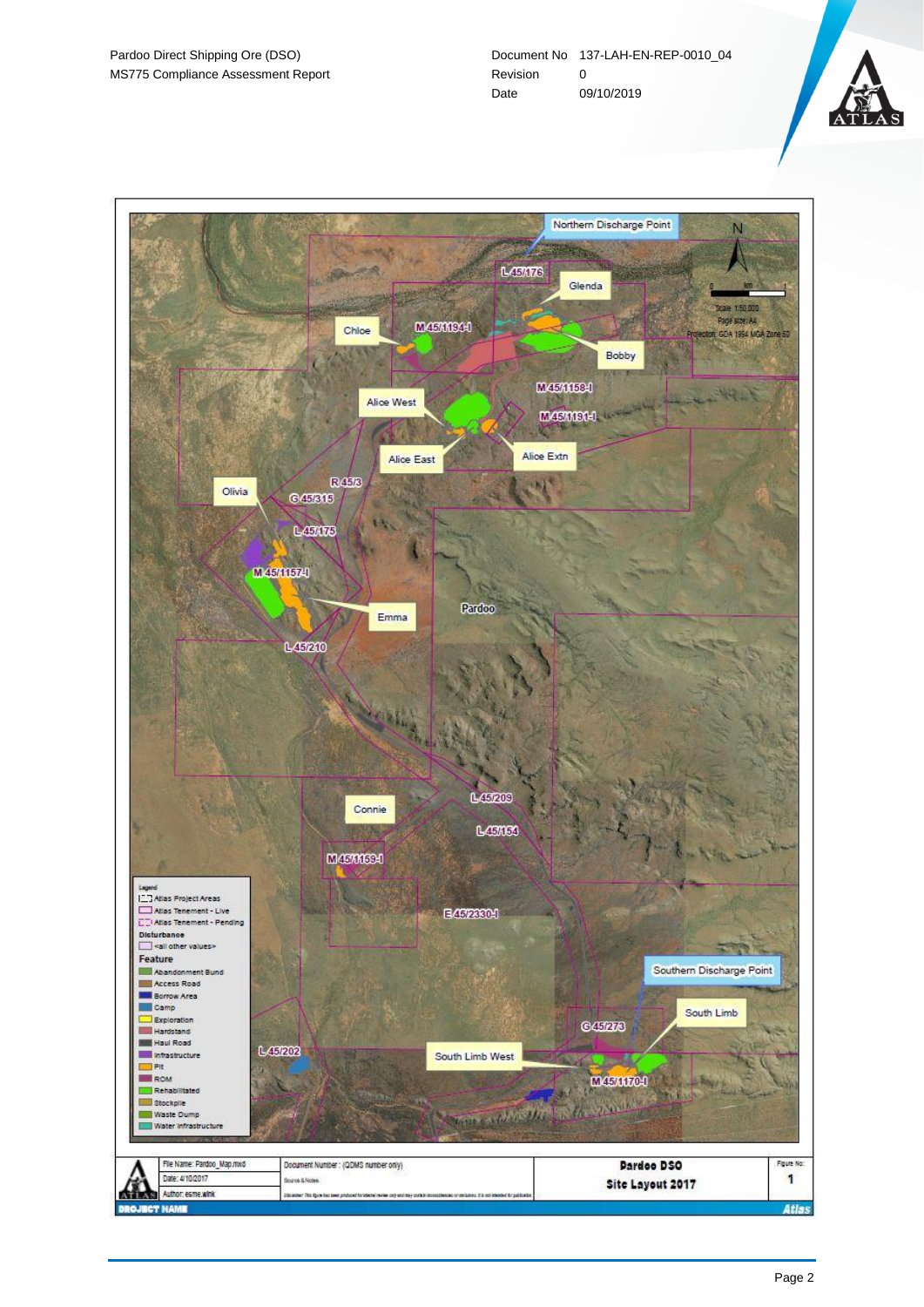Northern Discharge Point

N

0 km 1

Scale: 1:50,000
Page size: A4
Projection: GDA 1994 MGA Zone 50

L 45/176

Glenda

Chloe

M 45/1194-I

Bobby

M 45/1158-I

Alice West

M 45/1191-I

Alice East

Alice Extn

R 45/3

Olivia

G 45/315

L 45/175

M 45/1157-I

Emma

Pardoo

L 45/210

L 45/209

Connie

L 45/154

M 45/1159-I

E 45/2330-I

Legend
- Atlas Project Areas
- Atlas Tenement - Live
- Atlas Tenement - Pending

Disturbance
- <all other values>

Feature
- Abandonment Bund
- Access Road
- Borrow Area
- Camp
- Exploration
- Hardstand
- Haul Road
- Infrastructure
- Pit
- ROM
- Rehabilitated
- Stockpile
- Waste Dump
- Water Infrastructure

Southern Discharge Point

South Limb

G 45/273

L 45/202

South Limb West

M 45/1170-I

| File Name: Pardoo_Map.mxd | Document Number : (QDMS number only) | Pardoo DSO | Figure No: |
|---|---|---|---|
| Date: 4/10/2017 | Source & Notes: | Site Layout 2017 | 1 |
| Author: esme.wink | Disclaimer: This figure has been produced for internal review only and may contain inconsistencies or omissions. It is not intended for publication | | |

PROJECT NAME

Atlas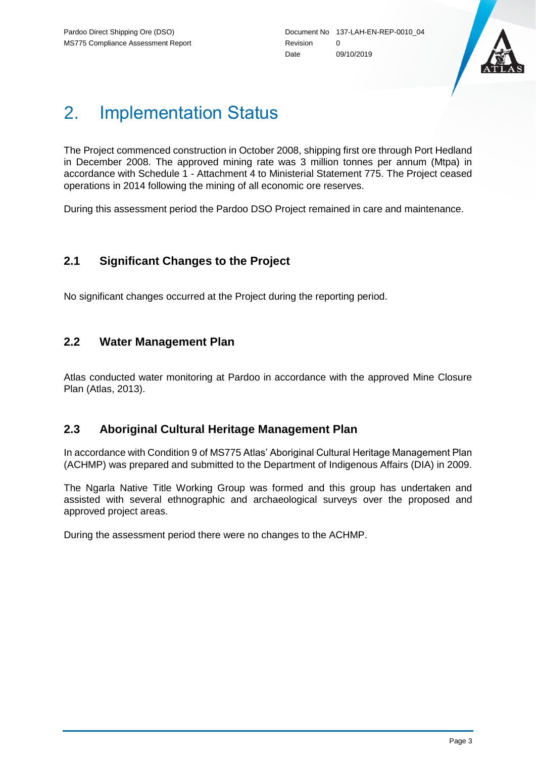# 2. Implementation Status

The Project commenced construction in October 2008, shipping first ore through Port Hedland in December 2008. The approved mining rate was 3 million tonnes per annum (Mtpa) in accordance with Schedule 1 - Attachment 4 to Ministerial Statement 775. The Project ceased operations in 2014 following the mining of all economic ore reserves.

During this assessment period the Pardoo DSO Project remained in care and maintenance.

## 2.1 Significant Changes to the Project

No significant changes occurred at the Project during the reporting period.

## 2.2 Water Management Plan

Atlas conducted water monitoring at Pardoo in accordance with the approved Mine Closure Plan (Atlas, 2013).

## 2.3 Aboriginal Cultural Heritage Management Plan

In accordance with Condition 9 of MS775 Atlas' Aboriginal Cultural Heritage Management Plan (ACHMP) was prepared and submitted to the Department of Indigenous Affairs (DIA) in 2009.

The Ngarla Native Title Working Group was formed and this group has undertaken and assisted with several ethnographic and archaeological surveys over the proposed and approved project areas.

During the assessment period there were no changes to the ACHMP.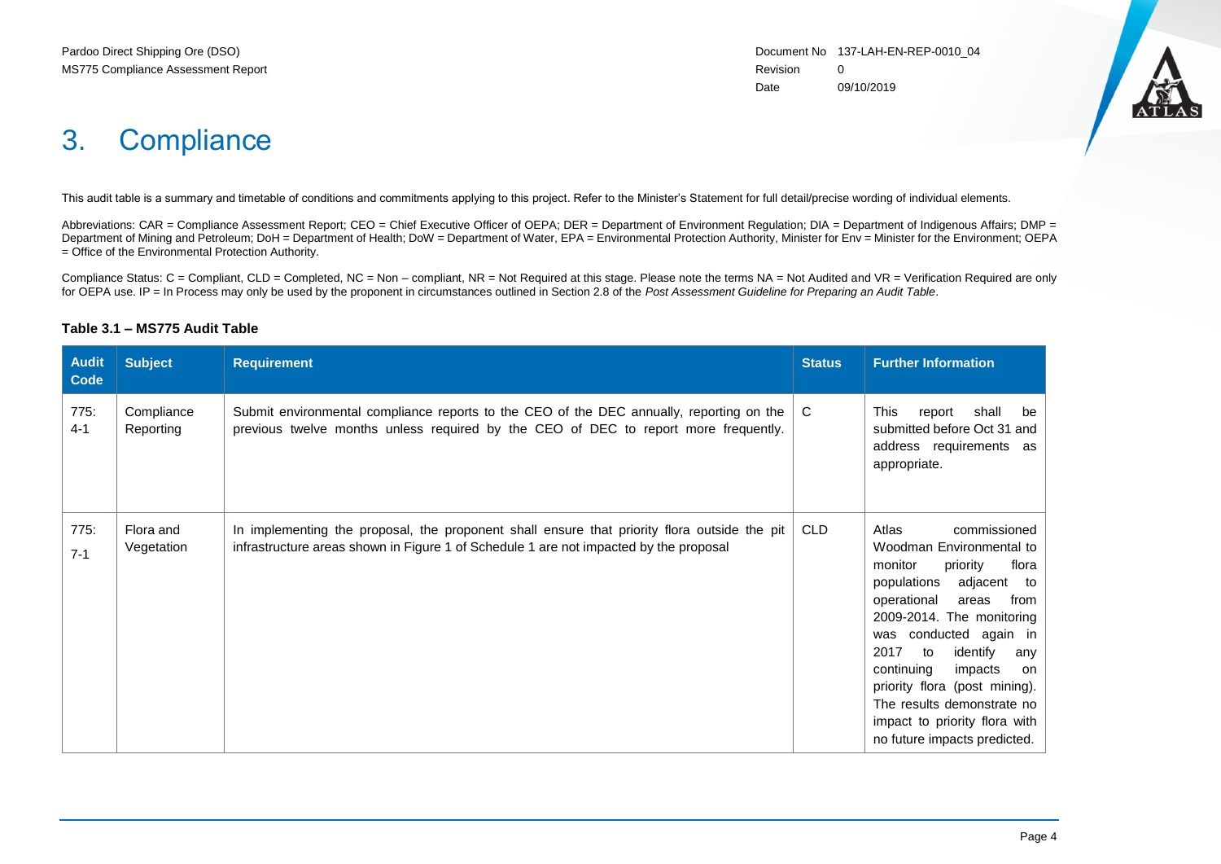# 3. Compliance

This audit table is a summary and timetable of conditions and commitments applying to this project. Refer to the Minister's Statement for full detail/precise wording of individual elements.

Abbreviations: CAR = Compliance Assessment Report; CEO = Chief Executive Officer of OEPA; DER = Department of Environment Regulation; DIA = Department of Indigenous Affairs; DMP = Department of Mining and Petroleum; DoH = Department of Health; DoW = Department of Water, EPA = Environmental Protection Authority, Minister for Env = Minister for the Environment; OEPA = Office of the Environmental Protection Authority.

Compliance Status: C = Compliant, CLD = Completed, NC = Non – compliant, NR = Not Required at this stage. Please note the terms NA = Not Audited and VR = Verification Required are only for OEPA use. IP = In Process may only be used by the proponent in circumstances outlined in Section 2.8 of the *Post Assessment Guideline for Preparing an Audit Table*.

**Table 3.1 – MS775 Audit Table**

| Audit Code | Subject | Requirement | Status | Further Information |
|---|---|---|---|---|
| 775: 4-1 | Compliance Reporting | Submit environmental compliance reports to the CEO of the DEC annually, reporting on the previous twelve months unless required by the CEO of DEC to report more frequently. | C | This report shall be submitted before Oct 31 and address requirements as appropriate. |
| 775: 7-1 | Flora and Vegetation | In implementing the proposal, the proponent shall ensure that priority flora outside the pit infrastructure areas shown in Figure 1 of Schedule 1 are not impacted by the proposal | CLD | Atlas commissioned Woodman Environmental to monitor priority flora populations adjacent to operational areas from 2009-2014. The monitoring was conducted again in 2017 to identify any continuing impacts on priority flora (post mining). The results demonstrate no impact to priority flora with no future impacts predicted. |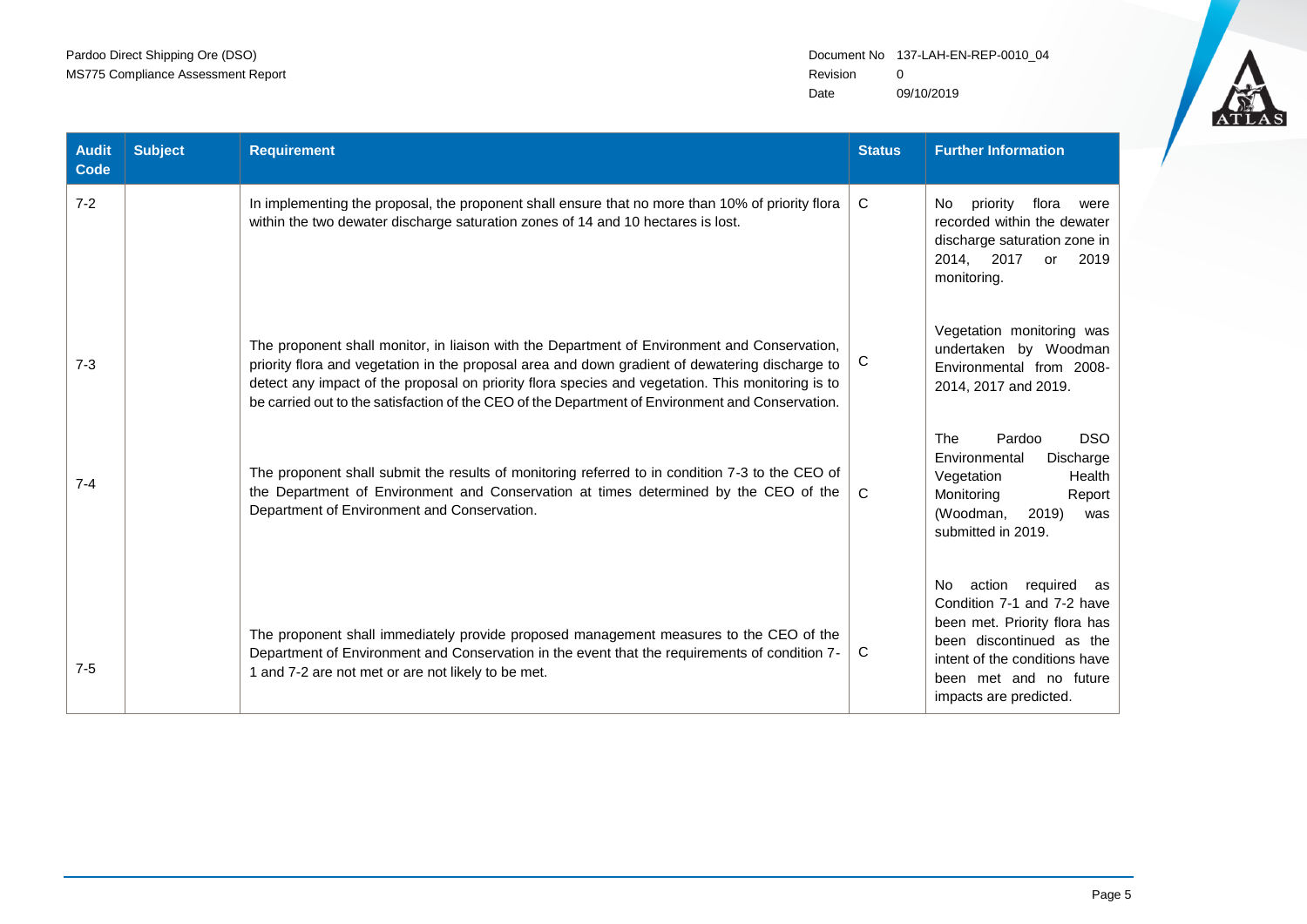| Audit Code | Subject | Requirement | Status | Further Information |
|---|---|---|---|---|
| 7-2 | | In implementing the proposal, the proponent shall ensure that no more than 10% of priority flora within the two dewater discharge saturation zones of 14 and 10 hectares is lost. | C | No priority flora were recorded within the dewater discharge saturation zone in 2014, 2017 or 2019 monitoring. |
| 7-3 | | The proponent shall monitor, in liaison with the Department of Environment and Conservation, priority flora and vegetation in the proposal area and down gradient of dewatering discharge to detect any impact of the proposal on priority flora species and vegetation. This monitoring is to be carried out to the satisfaction of the CEO of the Department of Environment and Conservation. | C | Vegetation monitoring was undertaken by Woodman Environmental from 2008-2014, 2017 and 2019. |
| 7-4 | | The proponent shall submit the results of monitoring referred to in condition 7-3 to the CEO of the Department of Environment and Conservation at times determined by the CEO of the Department of Environment and Conservation. | C | The Pardoo DSO Environmental Discharge Vegetation Health Monitoring Report (Woodman, 2019) was submitted in 2019. |
| 7-5 | | The proponent shall immediately provide proposed management measures to the CEO of the Department of Environment and Conservation in the event that the requirements of condition 7-1 and 7-2 are not met or are not likely to be met. | C | No action required as Condition 7-1 and 7-2 have been met. Priority flora has been discontinued as the intent of the conditions have been met and no future impacts are predicted. |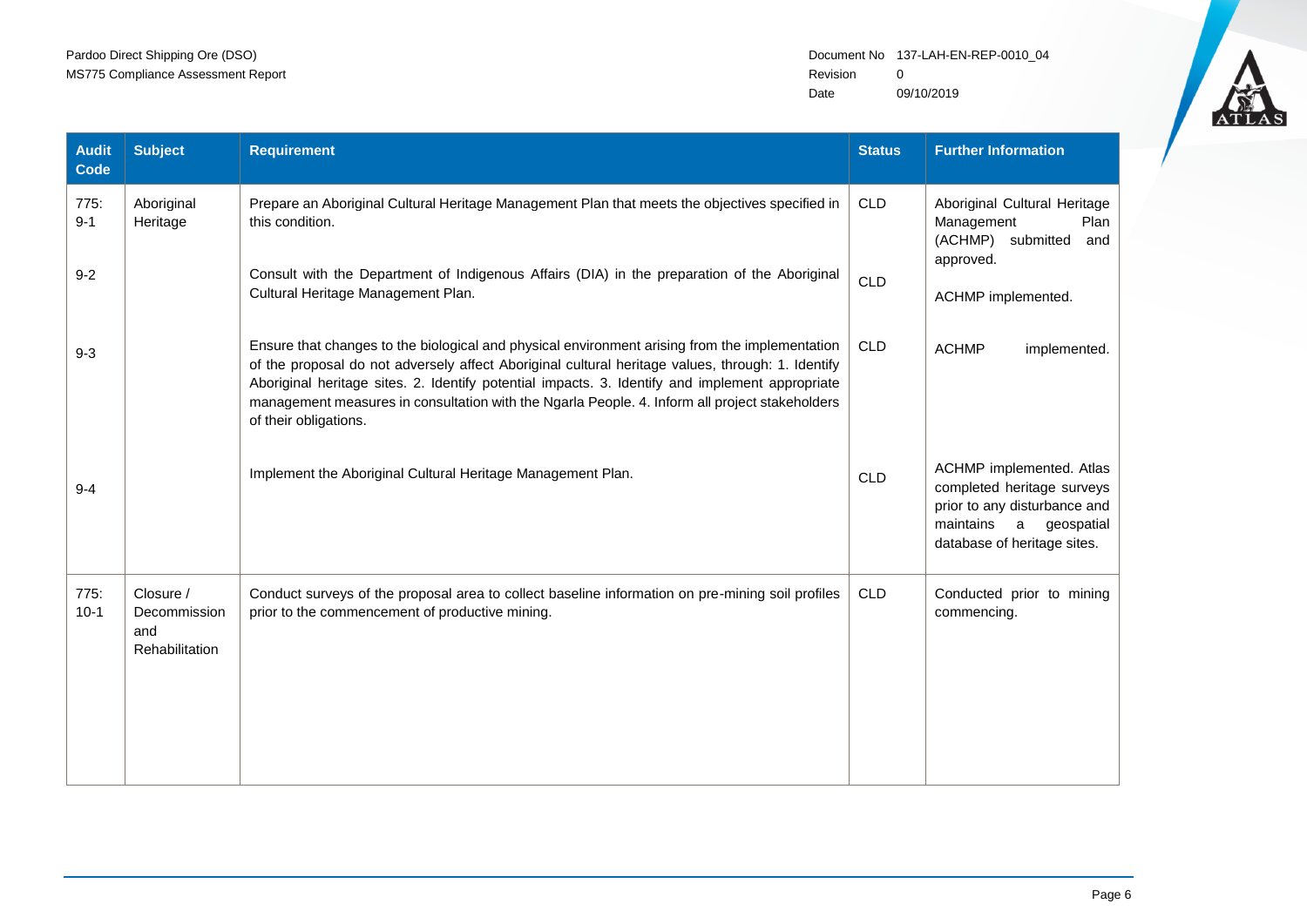| Audit Code | Subject | Requirement | Status | Further Information |
|---|---|---|---|---|
| 775: 9-1 | Aboriginal Heritage | Prepare an Aboriginal Cultural Heritage Management Plan that meets the objectives specified in this condition. | CLD | Aboriginal Cultural Heritage Management Plan (ACHMP) submitted and approved. |
| 9-2 | | Consult with the Department of Indigenous Affairs (DIA) in the preparation of the Aboriginal Cultural Heritage Management Plan. | CLD | ACHMP implemented. |
| 9-3 | | Ensure that changes to the biological and physical environment arising from the implementation of the proposal do not adversely affect Aboriginal cultural heritage values, through: 1. Identify Aboriginal heritage sites. 2. Identify potential impacts. 3. Identify and implement appropriate management measures in consultation with the Ngarla People. 4. Inform all project stakeholders of their obligations. | CLD | ACHMP implemented. |
| 9-4 | | Implement the Aboriginal Cultural Heritage Management Plan. | CLD | ACHMP implemented. Atlas completed heritage surveys prior to any disturbance and maintains a geospatial database of heritage sites. |
| 775: 10-1 | Closure / Decommission and Rehabilitation | Conduct surveys of the proposal area to collect baseline information on pre-mining soil profiles prior to the commencement of productive mining. | CLD | Conducted prior to mining commencing. |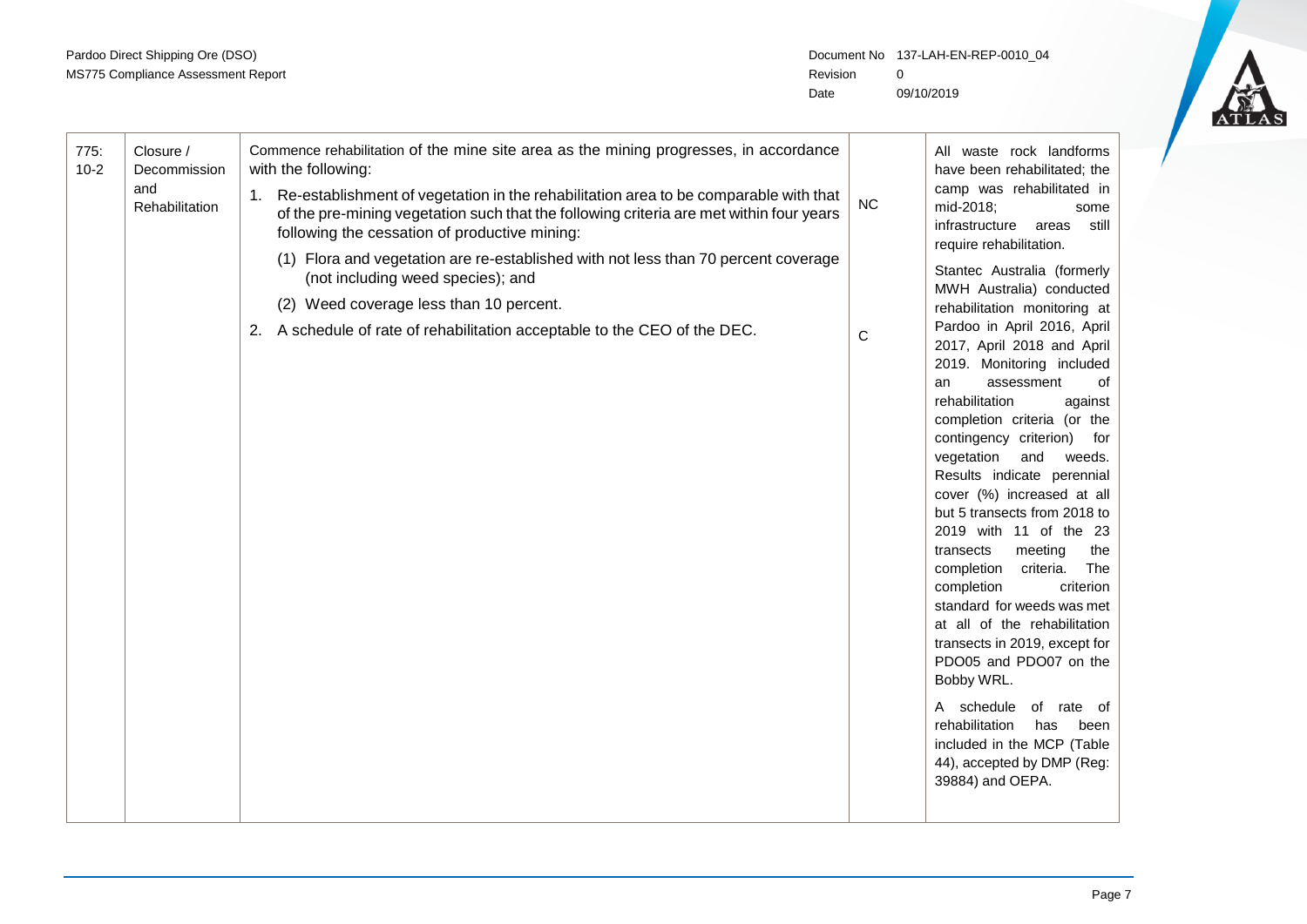| 775: 10-2 | Closure / Decommission and Rehabilitation | Commence rehabilitation of the mine site area as the mining progresses, in accordance with the following:<br><br>1. Re-establishment of vegetation in the rehabilitation area to be comparable with that of the pre-mining vegetation such that the following criteria are met within four years following the cessation of productive mining:<br>(1) Flora and vegetation are re-established with not less than 70 percent coverage (not including weed species); and<br>(2) Weed coverage less than 10 percent.<br><br>2. A schedule of rate of rehabilitation acceptable to the CEO of the DEC. | NC<br><br><br><br><br>C | All waste rock landforms have been rehabilitated; the camp was rehabilitated in mid-2018; some infrastructure areas still require rehabilitation.<br><br>Stantec Australia (formerly MWH Australia) conducted rehabilitation monitoring at Pardoo in April 2016, April 2017, April 2018 and April 2019. Monitoring included an assessment of rehabilitation against completion criteria (or the contingency criterion) for vegetation and weeds. Results indicate perennial cover (%) increased at all but 5 transects from 2018 to 2019 with 11 of the 23 transects meeting the completion criteria. The completion criterion standard for weeds was met at all of the rehabilitation transects in 2019, except for PDO05 and PDO07 on the Bobby WRL.<br><br>A schedule of rate of rehabilitation has been included in the MCP (Table 44), accepted by DMP (Reg: 39884) and OEPA. |
|---|---|---|---|---|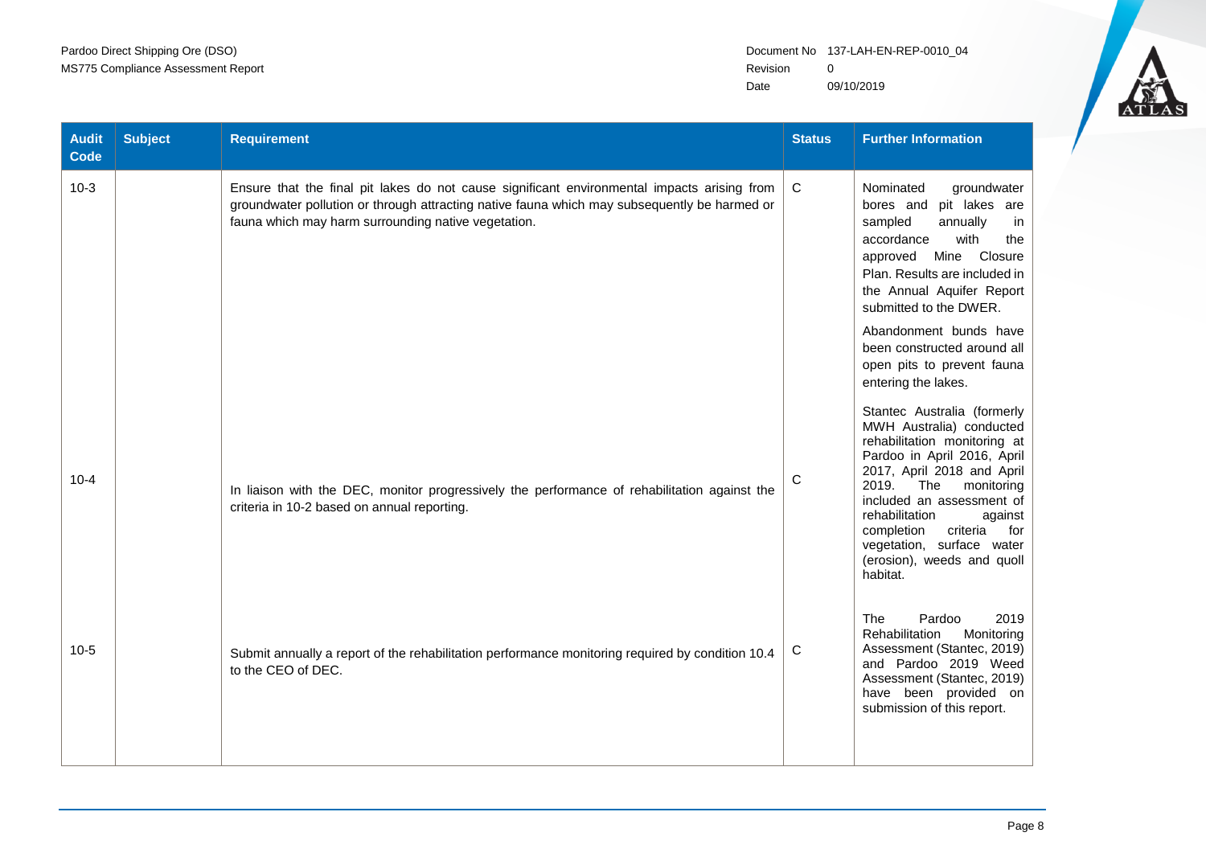| Audit Code | Subject | Requirement | Status | Further Information |
|---|---|---|---|---|
| 10-3 | | Ensure that the final pit lakes do not cause significant environmental impacts arising from groundwater pollution or through attracting native fauna which may subsequently be harmed or fauna which may harm surrounding native vegetation. | C | Nominated groundwater bores and pit lakes are sampled annually in accordance with the approved Mine Closure Plan. Results are included in the Annual Aquifer Report submitted to the DWER.<br><br>Abandonment bunds have been constructed around all open pits to prevent fauna entering the lakes. |
| 10-4 | | In liaison with the DEC, monitor progressively the performance of rehabilitation against the criteria in 10-2 based on annual reporting. | C | Stantec Australia (formerly MWH Australia) conducted rehabilitation monitoring at Pardoo in April 2016, April 2017, April 2018 and April 2019. The monitoring included an assessment of rehabilitation against completion criteria for vegetation, surface water (erosion), weeds and quoll habitat. |
| 10-5 | | Submit annually a report of the rehabilitation performance monitoring required by condition 10.4 to the CEO of DEC. | C | The Pardoo 2019 Rehabilitation Monitoring Assessment (Stantec, 2019) and Pardoo 2019 Weed Assessment (Stantec, 2019) have been provided on submission of this report. |